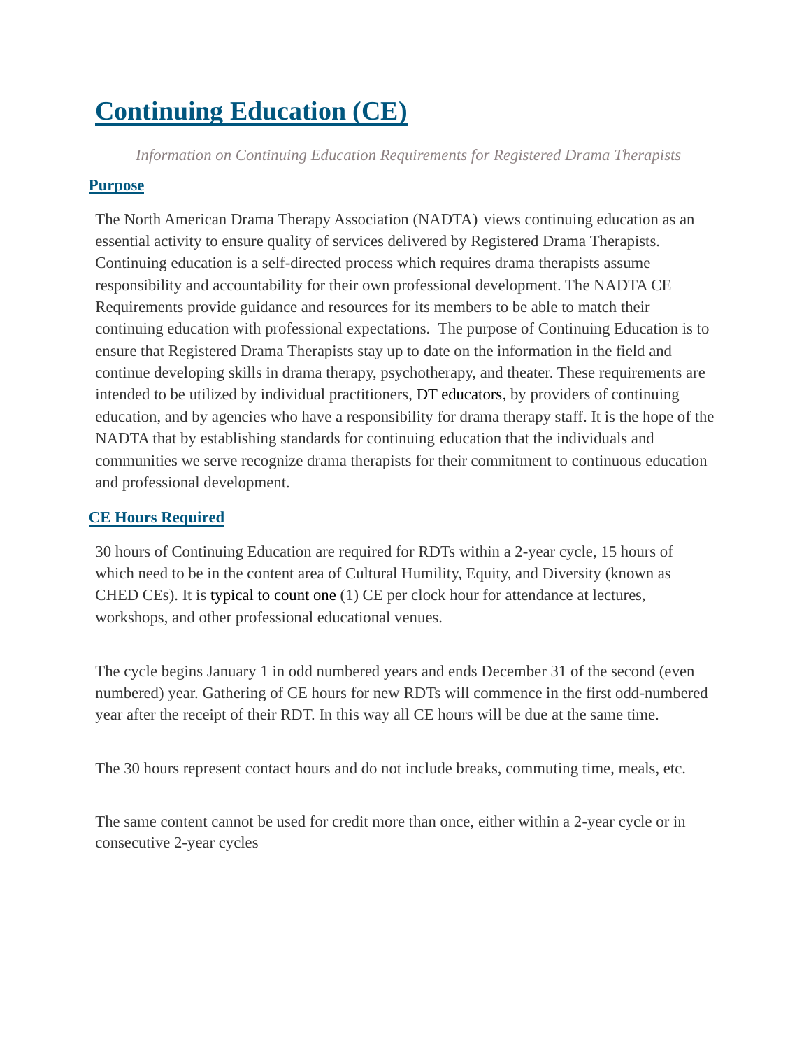# Continuing Education (CE)

*Information on Continuing Education Requirements for Registered Drama Therapists*

## Purpose

The North American Drama Therapy Association (NADTA) views continuing education as an essential activity to ensure quality of services delivered by Registered Drama Therapists. Continuing education is a self-directed process which requires drama therapists assume responsibility and accountability for their own professional development. The NADTA CE Requirements provide guidance and resources for its members to be able to match their continuing education with professional expectations. The purpose of Continuing Education is to ensure that Registered Drama Therapists stay up to date on the information in the field and continue developing skills in drama therapy, psychotherapy, and theater. These requirements are intended to be utilized by individual practitioners, DT educators, by providers of continuing education, and by agencies who have a responsibility for drama therapy staff. It is the hope of the NADTA that by establishing standards for continuing education that the individuals and communities we serve recognize drama therapists for their commitment to continuous education and professional development.

## CE Hours Required

30 hours of Continuing Education are required for RDTs within a 2-year cycle, 15 hours of which need to be in the content area of Cultural Humility, Equity, and Diversity (known as CHED CEs). It is typical to count one (1) CE per clock hour for attendance at lectures, workshops, and other professional educational venues.

The cycle begins January 1 in odd numbered years and ends December 31 of the second (even numbered) year. Gathering of CE hours for new RDTs will commence in the first odd-numbered year after the receipt of their RDT. In this way all CE hours will be due at the same time.

The 30 hours represent contact hours and do not include breaks, commuting time, meals, etc.

The same content cannot be used for credit more than once, either within a 2-year cycle or in consecutive 2-year cycles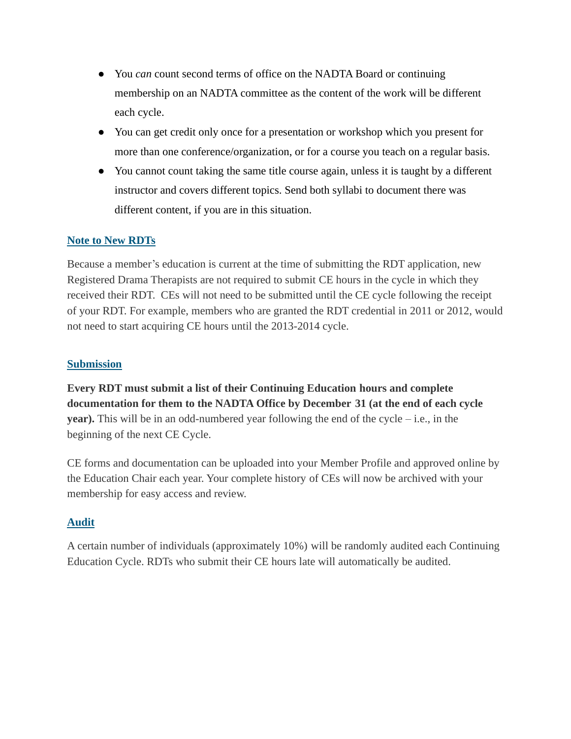- You *can* count second terms of office on the NADTA Board or continuing membership on an NADTA committee as the content of the work will be different each cycle.
- You can get credit only once for a presentation or workshop which you present for more than one conference/organization, or for a course you teach on a regular basis.
- You cannot count taking the same title course again, unless it is taught by a different instructor and covers different topics. Send both syllabi to document there was different content, if you are in this situation.

## Note to New RDTs

Because a member's education is current at the time of submitting the RDT application, new Registered Drama Therapists are not required to submit CE hours in the cycle in which they received their RDT. CEs will not need to be submitted until the CE cycle following the receipt of your RDT. For example, members who are granted the RDT credential in 2011 or 2012, would not need to start acquiring CE hours until the 2013-2014 cycle.

## Submission

**Every RDT must submit a list of their Continuing Education hours and complete documentation for them to the NADTA Office by December 31 (at the end of each cycle year).** This will be in an odd-numbered year following the end of the cycle – i.e., in the beginning of the next CE Cycle.

CE forms and documentation can be uploaded into your Member Profile and approved online by the Education Chair each year. Your complete history of CEs will now be archived with your membership for easy access and review.

## Audit

A certain number of individuals (approximately 10%) will be randomly audited each Continuing Education Cycle. RDTs who submit their CE hours late will automatically be audited.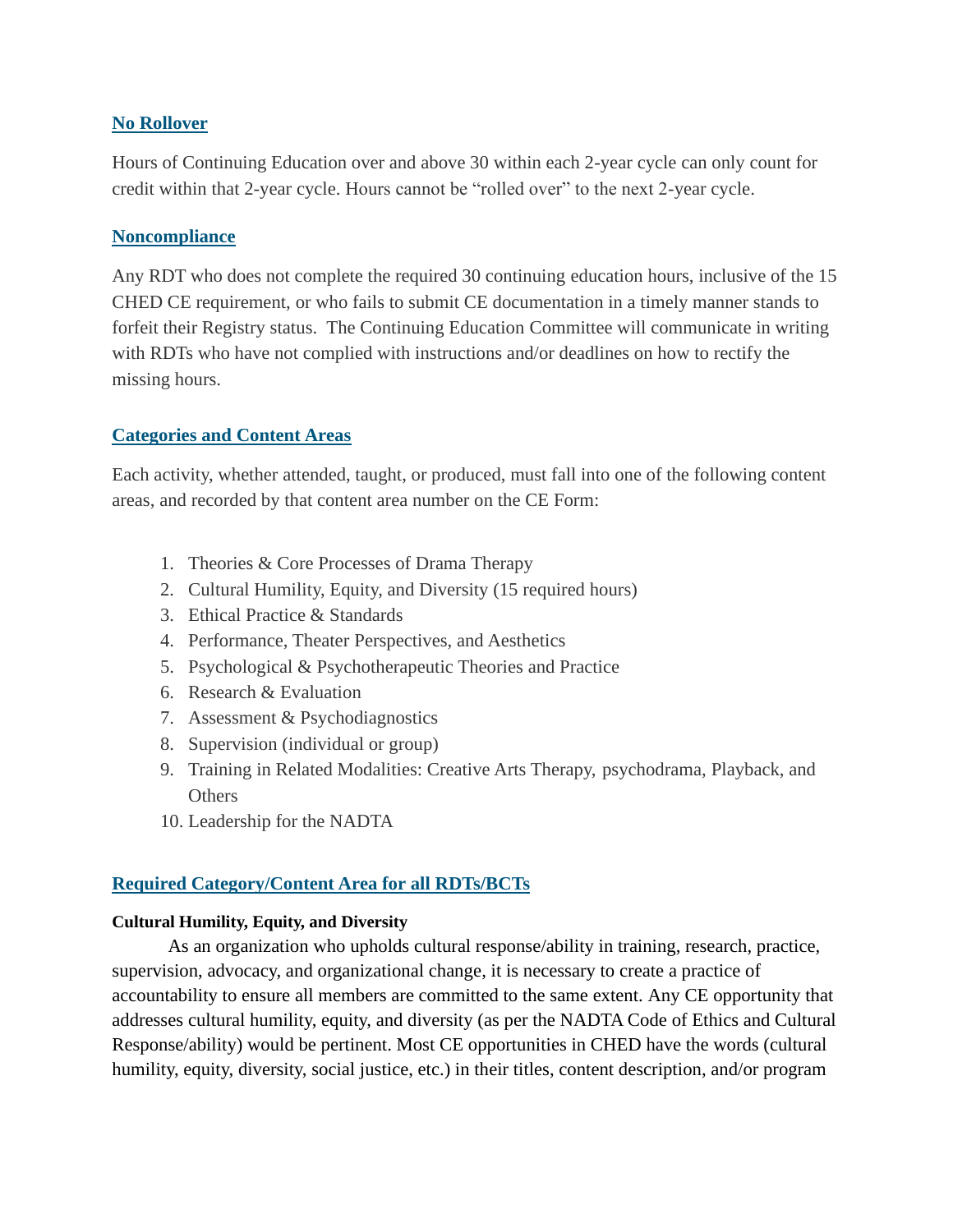## No Rollover

Hours of Continuing Education over and above 30 within each 2-year cycle can only count for credit within that 2-year cycle. Hours cannot be "rolled over" to the next 2-year cycle.

## Noncompliance

Any RDT who does not complete the required 30 continuing education hours, inclusive of the 15 CHED CE requirement, or who fails to submit CE documentation in a timely manner stands to forfeit their Registry status. The Continuing Education Committee will communicate in writing with RDTs who have not complied with instructions and/or deadlines on how to rectify the missing hours.

## Categories and Content Areas

Each activity, whether attended, taught, or produced, must fall into one of the following content areas, and recorded by that content area number on the CE Form:

1. Theories & Core Processes of Drama Therapy
2. Cultural Humility, Equity, and Diversity (15 required hours)
3. Ethical Practice & Standards
4. Performance, Theater Perspectives, and Aesthetics
5. Psychological & Psychotherapeutic Theories and Practice
6. Research & Evaluation
7. Assessment & Psychodiagnostics
8. Supervision (individual or group)
9. Training in Related Modalities: Creative Arts Therapy, psychodrama, Playback, and Others
10. Leadership for the NADTA

## Required Category/Content Area for all RDTs/BCTs

**Cultural Humility, Equity, and Diversity**

As an organization who upholds cultural response/ability in training, research, practice, supervision, advocacy, and organizational change, it is necessary to create a practice of accountability to ensure all members are committed to the same extent. Any CE opportunity that addresses cultural humility, equity, and diversity (as per the NADTA Code of Ethics and Cultural Response/ability) would be pertinent. Most CE opportunities in CHED have the words (cultural humility, equity, diversity, social justice, etc.) in their titles, content description, and/or program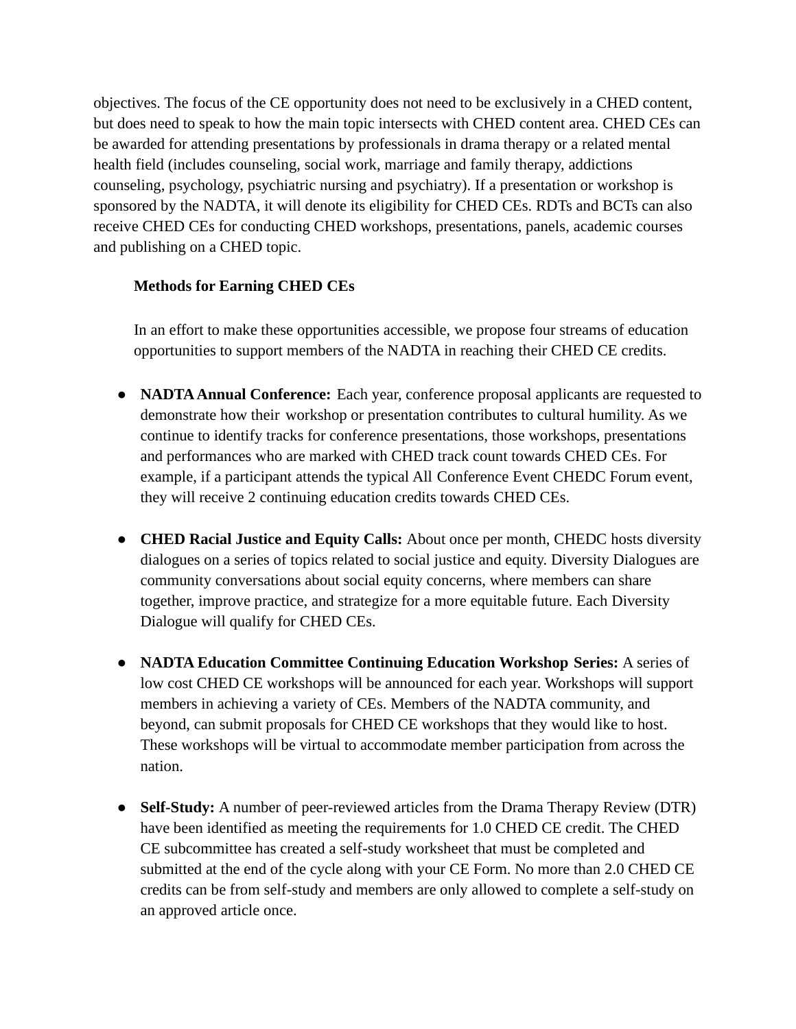objectives. The focus of the CE opportunity does not need to be exclusively in a CHED content, but does need to speak to how the main topic intersects with CHED content area. CHED CEs can be awarded for attending presentations by professionals in drama therapy or a related mental health field (includes counseling, social work, marriage and family therapy, addictions counseling, psychology, psychiatric nursing and psychiatry). If a presentation or workshop is sponsored by the NADTA, it will denote its eligibility for CHED CEs. RDTs and BCTs can also receive CHED CEs for conducting CHED workshops, presentations, panels, academic courses and publishing on a CHED topic.

**Methods for Earning CHED CEs**

In an effort to make these opportunities accessible, we propose four streams of education opportunities to support members of the NADTA in reaching their CHED CE credits.

- **NADTA Annual Conference:** Each year, conference proposal applicants are requested to demonstrate how their workshop or presentation contributes to cultural humility. As we continue to identify tracks for conference presentations, those workshops, presentations and performances who are marked with CHED track count towards CHED CEs. For example, if a participant attends the typical All Conference Event CHEDC Forum event, they will receive 2 continuing education credits towards CHED CEs.

- **CHED Racial Justice and Equity Calls:** About once per month, CHEDC hosts diversity dialogues on a series of topics related to social justice and equity. Diversity Dialogues are community conversations about social equity concerns, where members can share together, improve practice, and strategize for a more equitable future. Each Diversity Dialogue will qualify for CHED CEs.

- **NADTA Education Committee Continuing Education Workshop Series:** A series of low cost CHED CE workshops will be announced for each year. Workshops will support members in achieving a variety of CEs. Members of the NADTA community, and beyond, can submit proposals for CHED CE workshops that they would like to host. These workshops will be virtual to accommodate member participation from across the nation.

- **Self-Study:** A number of peer-reviewed articles from the Drama Therapy Review (DTR) have been identified as meeting the requirements for 1.0 CHED CE credit. The CHED CE subcommittee has created a self-study worksheet that must be completed and submitted at the end of the cycle along with your CE Form. No more than 2.0 CHED CE credits can be from self-study and members are only allowed to complete a self-study on an approved article once.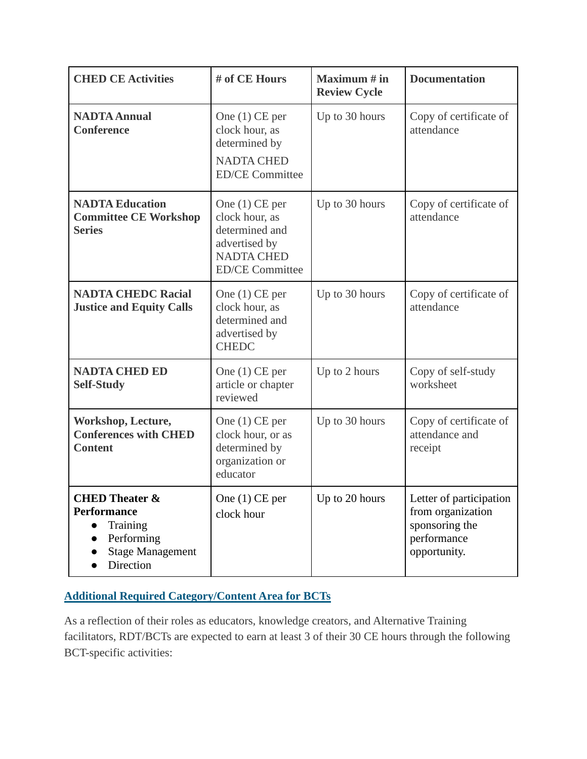| CHED CE Activities | # of CE Hours | Maximum # in Review Cycle | Documentation |
|---|---|---|---|
| **NADTA Annual Conference** | One (1) CE per clock hour, as determined by NADTA CHED ED/CE Committee | Up to 30 hours | Copy of certificate of attendance |
| **NADTA Education Committee CE Workshop Series** | One (1) CE per clock hour, as determined and advertised by NADTA CHED ED/CE Committee | Up to 30 hours | Copy of certificate of attendance |
| **NADTA CHEDC Racial Justice and Equity Calls** | One (1) CE per clock hour, as determined and advertised by CHEDC | Up to 30 hours | Copy of certificate of attendance |
| **NADTA CHED ED Self-Study** | One (1) CE per article or chapter reviewed | Up to 2 hours | Copy of self-study worksheet |
| **Workshop, Lecture, Conferences with CHED Content** | One (1) CE per clock hour, or as determined by organization or educator | Up to 30 hours | Copy of certificate of attendance and receipt |
| **CHED Theater & Performance** <br>• Training <br>• Performing <br>• Stage Management <br>• Direction | One (1) CE per clock hour | Up to 20 hours | Letter of participation from organization sponsoring the performance opportunity. |

## Additional Required Category/Content Area for BCTs

As a reflection of their roles as educators, knowledge creators, and Alternative Training facilitators, RDT/BCTs are expected to earn at least 3 of their 30 CE hours through the following BCT-specific activities: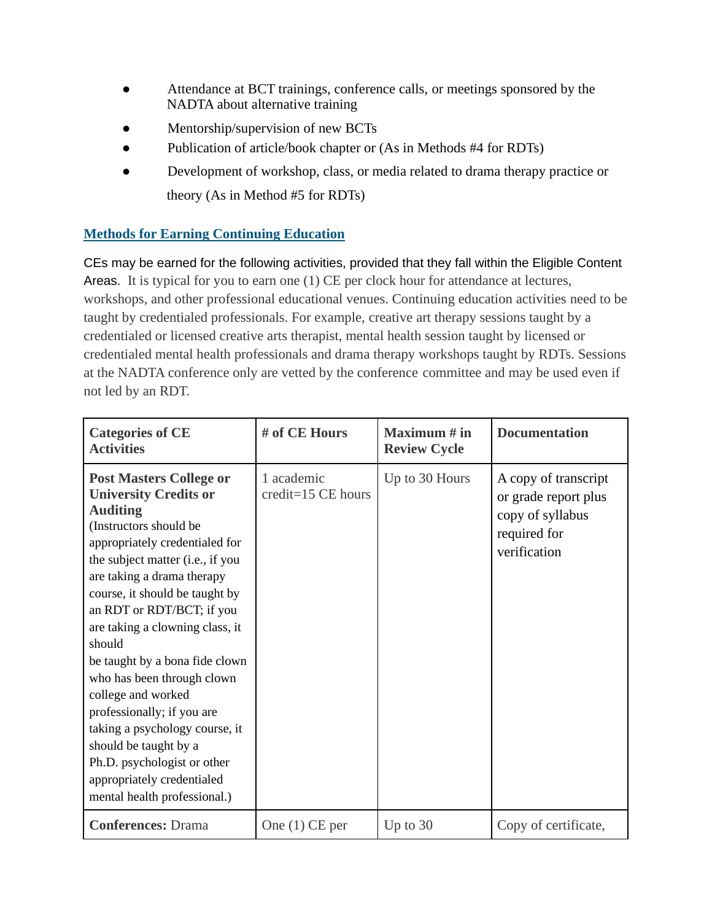- Attendance at BCT trainings, conference calls, or meetings sponsored by the NADTA about alternative training
- Mentorship/supervision of new BCTs
- Publication of article/book chapter or (As in Methods #4 for RDTs)
- Development of workshop, class, or media related to drama therapy practice or theory (As in Method #5 for RDTs)

## Methods for Earning Continuing Education

CEs may be earned for the following activities, provided that they fall within the Eligible Content Areas. It is typical for you to earn one (1) CE per clock hour for attendance at lectures, workshops, and other professional educational venues. Continuing education activities need to be taught by credentialed professionals. For example, creative art therapy sessions taught by a credentialed or licensed creative arts therapist, mental health session taught by licensed or credentialed mental health professionals and drama therapy workshops taught by RDTs. Sessions at the NADTA conference only are vetted by the conference committee and may be used even if not led by an RDT.

| Categories of CE Activities | # of CE Hours | Maximum # in Review Cycle | Documentation |
|---|---|---|---|
| **Post Masters College or University Credits or Auditing** (Instructors should be appropriately credentialed for the subject matter (i.e., if you are taking a drama therapy course, it should be taught by an RDT or RDT/BCT; if you are taking a clowning class, it should be taught by a bona fide clown who has been through clown college and worked professionally; if you are taking a psychology course, it should be taught by a Ph.D. psychologist or other appropriately credentialed mental health professional.) | 1 academic credit=15 CE hours | Up to 30 Hours | A copy of transcript or grade report plus copy of syllabus required for verification |
| **Conferences:** Drama | One (1) CE per | Up to 30 | Copy of certificate, |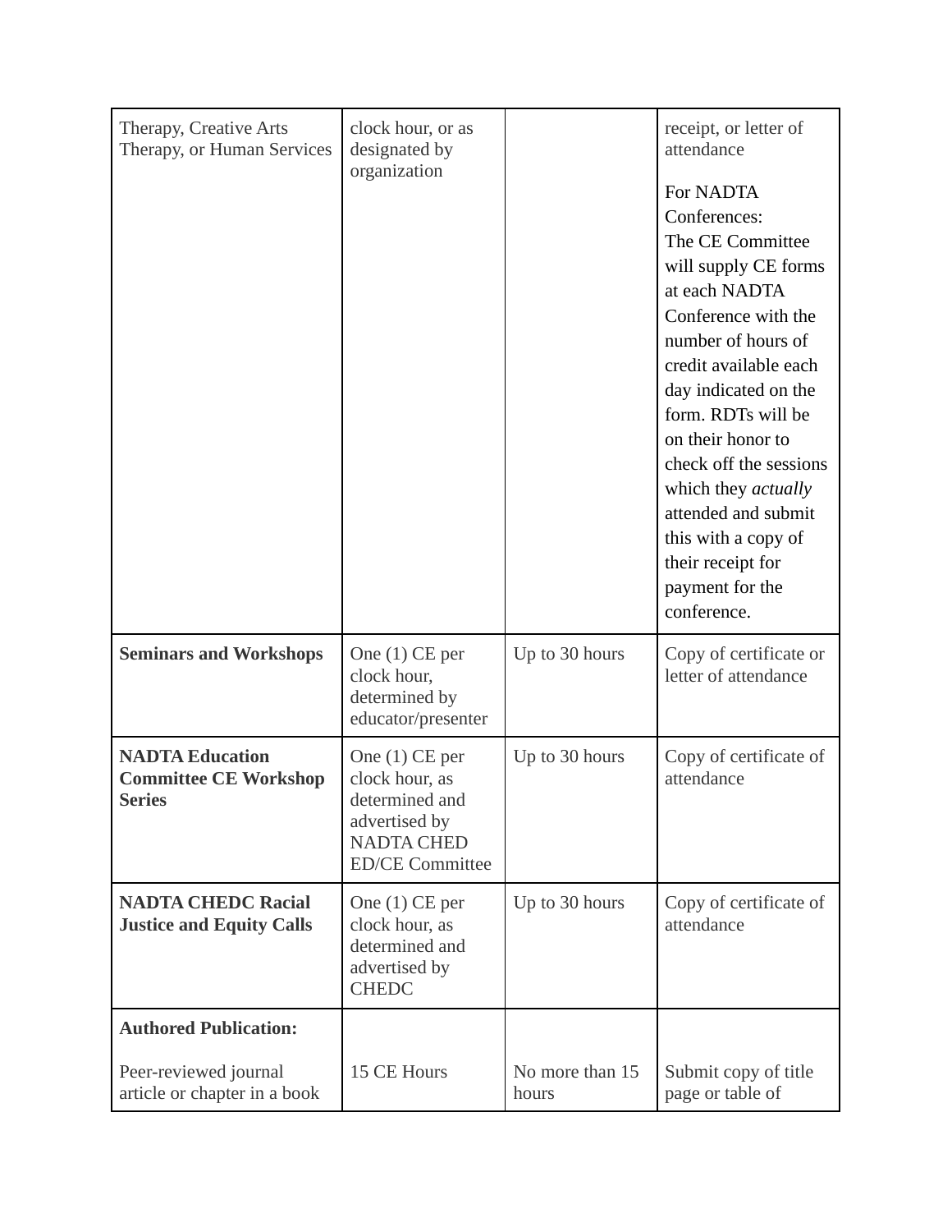| | | | |
|---|---|---|---|
| Therapy, Creative Arts Therapy, or Human Services | clock hour, or as designated by organization | | receipt, or letter of attendance<br><br>For NADTA Conferences:<br>The CE Committee will supply CE forms at each NADTA Conference with the number of hours of credit available each day indicated on the form. RDTs will be on their honor to check off the sessions which they *actually* attended and submit this with a copy of their receipt for payment for the conference. |
| **Seminars and Workshops** | One (1) CE per clock hour, determined by educator/presenter | Up to 30 hours | Copy of certificate or letter of attendance |
| **NADTA Education Committee CE Workshop Series** | One (1) CE per clock hour, as determined and advertised by NADTA CHED ED/CE Committee | Up to 30 hours | Copy of certificate of attendance |
| **NADTA CHEDC Racial Justice and Equity Calls** | One (1) CE per clock hour, as determined and advertised by CHEDC | Up to 30 hours | Copy of certificate of attendance |
| **Authored Publication:**<br><br>Peer-reviewed journal article or chapter in a book | <br><br>15 CE Hours | <br><br>No more than 15 hours | <br><br>Submit copy of title page or table of |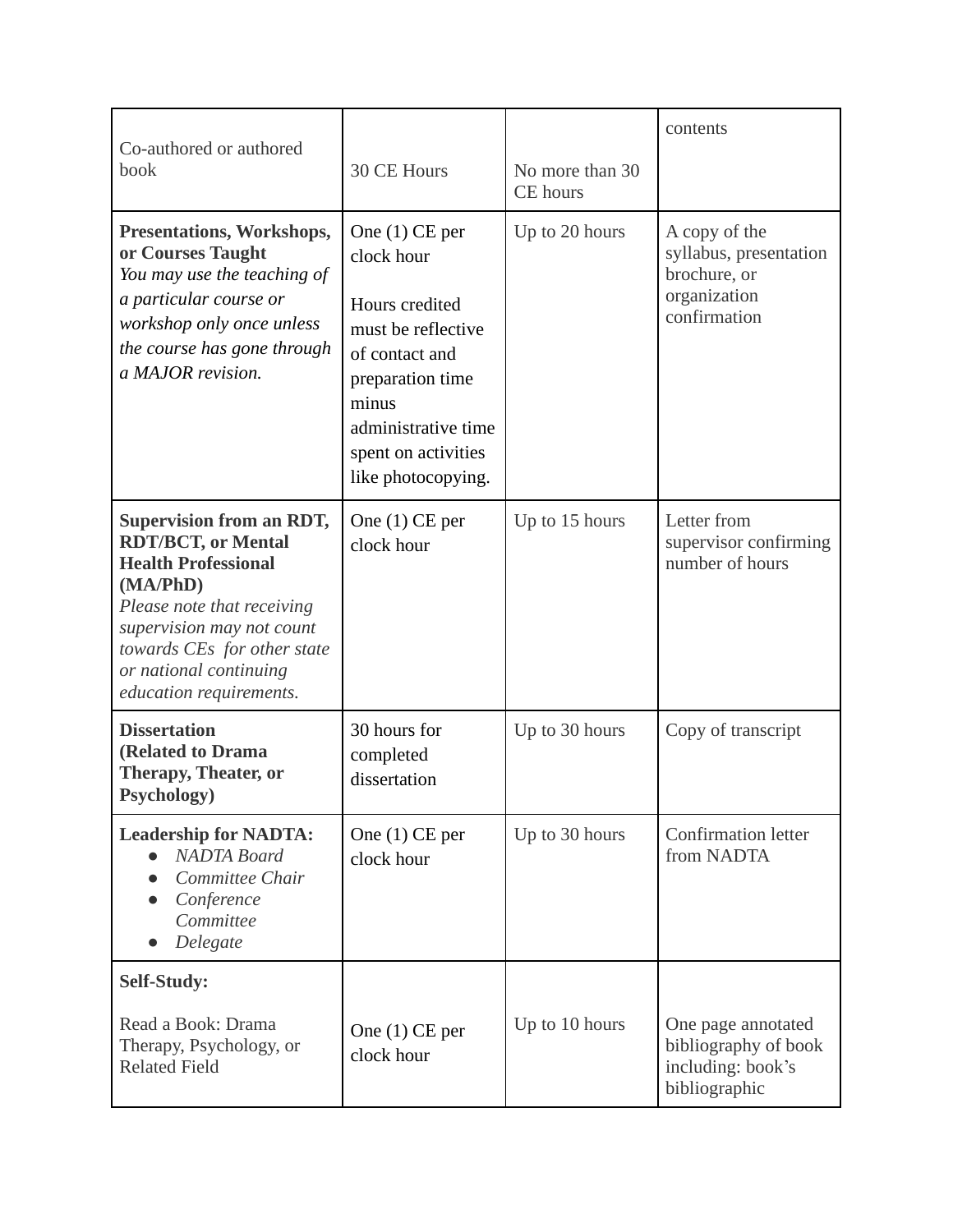| Co-authored or authored book | 30 CE Hours | No more than 30 CE hours | contents |
|---|---|---|---|
| **Presentations, Workshops, or Courses Taught** *You may use the teaching of a particular course or workshop only once unless the course has gone through a MAJOR revision.* | One (1) CE per clock hour<br><br>Hours credited must be reflective of contact and preparation time minus administrative time spent on activities like photocopying. | Up to 20 hours | A copy of the syllabus, presentation brochure, or organization confirmation |
| **Supervision from an RDT, RDT/BCT, or Mental Health Professional (MA/PhD)** *Please note that receiving supervision may not count towards CEs for other state or national continuing education requirements.* | One (1) CE per clock hour | Up to 15 hours | Letter from supervisor confirming number of hours |
| **Dissertation (Related to Drama Therapy, Theater, or Psychology)** | 30 hours for completed dissertation | Up to 30 hours | Copy of transcript |
| **Leadership for NADTA:**<br>● *NADTA Board*<br>● *Committee Chair*<br>● *Conference Committee*<br>● *Delegate* | One (1) CE per clock hour | Up to 30 hours | Confirmation letter from NADTA |
| **Self-Study:**<br><br>Read a Book: Drama Therapy, Psychology, or Related Field | One (1) CE per clock hour | Up to 10 hours | One page annotated bibliography of book including: book's bibliographic |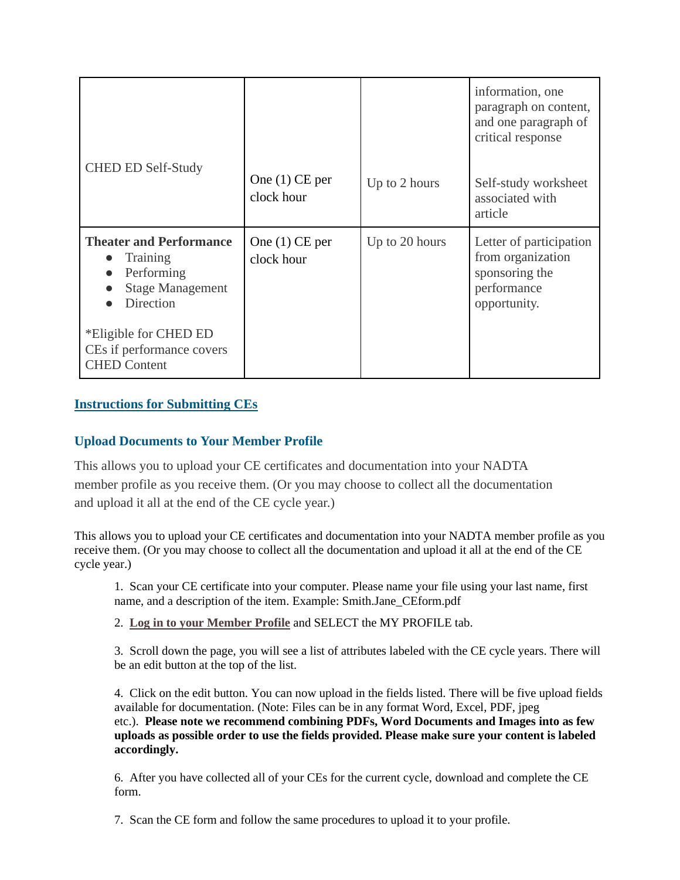| | | | |
|---|---|---|---|
| CHED ED Self-Study | One (1) CE per clock hour | Up to 2 hours | information, one paragraph on content, and one paragraph of critical response<br><br>Self-study worksheet associated with article |
| **Theater and Performance**<br>• Training<br>• Performing<br>• Stage Management<br>• Direction<br><br>*Eligible for CHED ED CEs if performance covers CHED Content | One (1) CE per clock hour | Up to 20 hours | Letter of participation from organization sponsoring the performance opportunity. |

## Instructions for Submitting CEs

### Upload Documents to Your Member Profile

This allows you to upload your CE certificates and documentation into your NADTA member profile as you receive them. (Or you may choose to collect all the documentation and upload it all at the end of the CE cycle year.)

This allows you to upload your CE certificates and documentation into your NADTA member profile as you receive them. (Or you may choose to collect all the documentation and upload it all at the end of the CE cycle year.)

1. Scan your CE certificate into your computer. Please name your file using your last name, first name, and a description of the item. Example: Smith.Jane_CEform.pdf

2. Log in to your Member Profile and SELECT the MY PROFILE tab.

3. Scroll down the page, you will see a list of attributes labeled with the CE cycle years. There will be an edit button at the top of the list.

4. Click on the edit button. You can now upload in the fields listed. There will be five upload fields available for documentation. (Note: Files can be in any format Word, Excel, PDF, jpeg etc.). **Please note we recommend combining PDFs, Word Documents and Images into as few uploads as possible order to use the fields provided. Please make sure your content is labeled accordingly.**

6. After you have collected all of your CEs for the current cycle, download and complete the CE form.

7. Scan the CE form and follow the same procedures to upload it to your profile.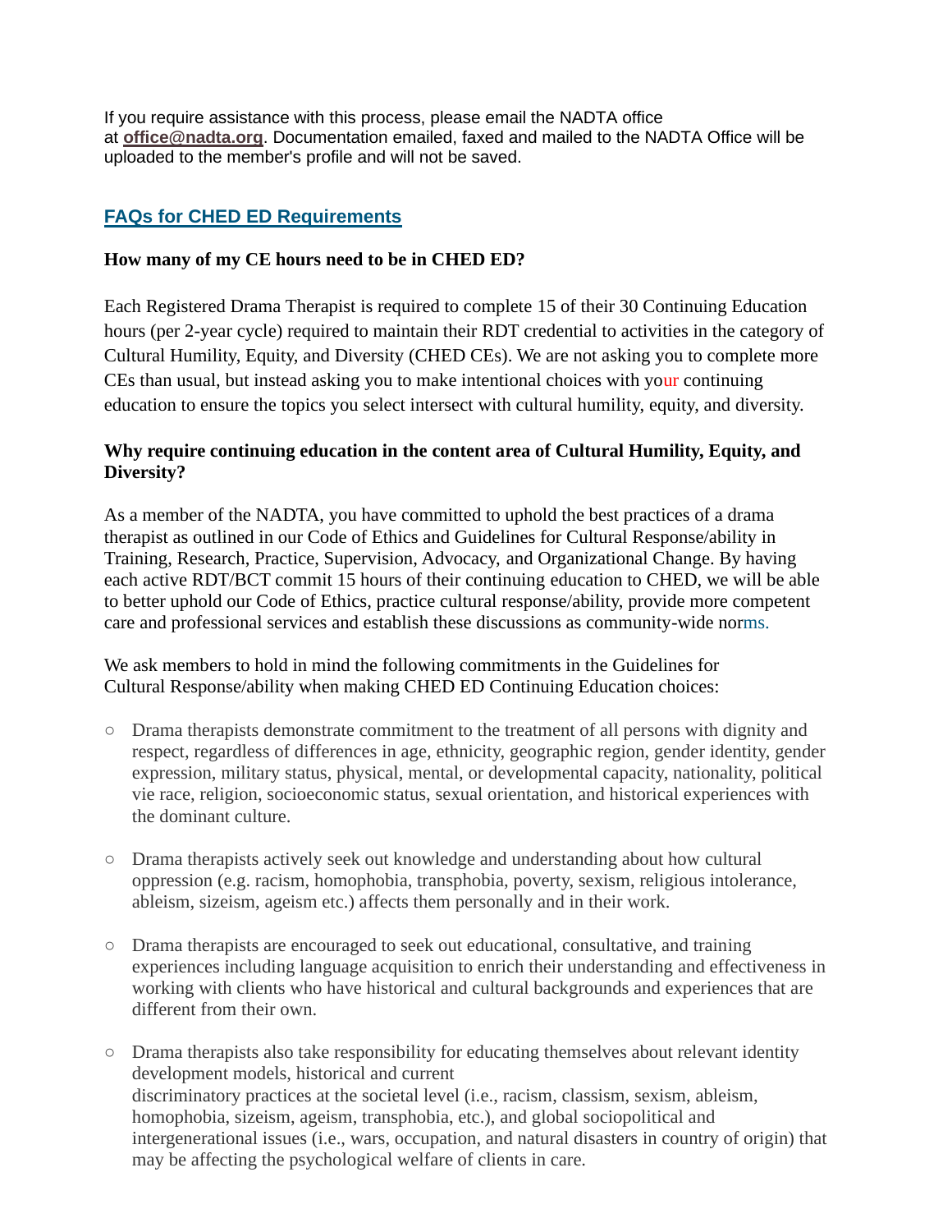If you require assistance with this process, please email the NADTA office at **office@nadta.org**. Documentation emailed, faxed and mailed to the NADTA Office will be uploaded to the member's profile and will not be saved.

## FAQs for CHED ED Requirements

**How many of my CE hours need to be in CHED ED?**

Each Registered Drama Therapist is required to complete 15 of their 30 Continuing Education hours (per 2-year cycle) required to maintain their RDT credential to activities in the category of Cultural Humility, Equity, and Diversity (CHED CEs). We are not asking you to complete more CEs than usual, but instead asking you to make intentional choices with your continuing education to ensure the topics you select intersect with cultural humility, equity, and diversity.

**Why require continuing education in the content area of Cultural Humility, Equity, and Diversity?**

As a member of the NADTA, you have committed to uphold the best practices of a drama therapist as outlined in our Code of Ethics and Guidelines for Cultural Response/ability in Training, Research, Practice, Supervision, Advocacy, and Organizational Change. By having each active RDT/BCT commit 15 hours of their continuing education to CHED, we will be able to better uphold our Code of Ethics, practice cultural response/ability, provide more competent care and professional services and establish these discussions as community-wide norms.

We ask members to hold in mind the following commitments in the Guidelines for Cultural Response/ability when making CHED ED Continuing Education choices:

- Drama therapists demonstrate commitment to the treatment of all persons with dignity and respect, regardless of differences in age, ethnicity, geographic region, gender identity, gender expression, military status, physical, mental, or developmental capacity, nationality, political vie race, religion, socioeconomic status, sexual orientation, and historical experiences with the dominant culture.

- Drama therapists actively seek out knowledge and understanding about how cultural oppression (e.g. racism, homophobia, transphobia, poverty, sexism, religious intolerance, ableism, sizeism, ageism etc.) affects them personally and in their work.

- Drama therapists are encouraged to seek out educational, consultative, and training experiences including language acquisition to enrich their understanding and effectiveness in working with clients who have historical and cultural backgrounds and experiences that are different from their own.

- Drama therapists also take responsibility for educating themselves about relevant identity development models, historical and current discriminatory practices at the societal level (i.e., racism, classism, sexism, ableism, homophobia, sizeism, ageism, transphobia, etc.), and global sociopolitical and intergenerational issues (i.e., wars, occupation, and natural disasters in country of origin) that may be affecting the psychological welfare of clients in care.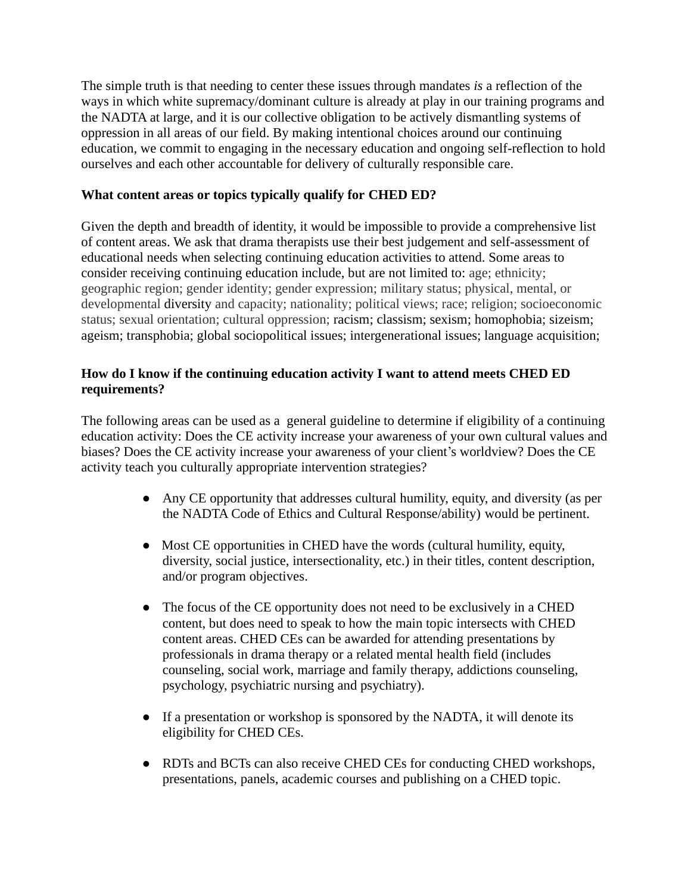The simple truth is that needing to center these issues through mandates *is* a reflection of the ways in which white supremacy/dominant culture is already at play in our training programs and the NADTA at large, and it is our collective obligation to be actively dismantling systems of oppression in all areas of our field. By making intentional choices around our continuing education, we commit to engaging in the necessary education and ongoing self-reflection to hold ourselves and each other accountable for delivery of culturally responsible care.

**What content areas or topics typically qualify for CHED ED?**

Given the depth and breadth of identity, it would be impossible to provide a comprehensive list of content areas. We ask that drama therapists use their best judgement and self-assessment of educational needs when selecting continuing education activities to attend. Some areas to consider receiving continuing education include, but are not limited to: age; ethnicity; geographic region; gender identity; gender expression; military status; physical, mental, or developmental diversity and capacity; nationality; political views; race; religion; socioeconomic status; sexual orientation; cultural oppression; racism; classism; sexism; homophobia; sizeism; ageism; transphobia; global sociopolitical issues; intergenerational issues; language acquisition;

**How do I know if the continuing education activity I want to attend meets CHED ED requirements?**

The following areas can be used as a general guideline to determine if eligibility of a continuing education activity: Does the CE activity increase your awareness of your own cultural values and biases? Does the CE activity increase your awareness of your client's worldview? Does the CE activity teach you culturally appropriate intervention strategies?

- Any CE opportunity that addresses cultural humility, equity, and diversity (as per the NADTA Code of Ethics and Cultural Response/ability) would be pertinent.
- Most CE opportunities in CHED have the words (cultural humility, equity, diversity, social justice, intersectionality, etc.) in their titles, content description, and/or program objectives.
- The focus of the CE opportunity does not need to be exclusively in a CHED content, but does need to speak to how the main topic intersects with CHED content areas. CHED CEs can be awarded for attending presentations by professionals in drama therapy or a related mental health field (includes counseling, social work, marriage and family therapy, addictions counseling, psychology, psychiatric nursing and psychiatry).
- If a presentation or workshop is sponsored by the NADTA, it will denote its eligibility for CHED CEs.
- RDTs and BCTs can also receive CHED CEs for conducting CHED workshops, presentations, panels, academic courses and publishing on a CHED topic.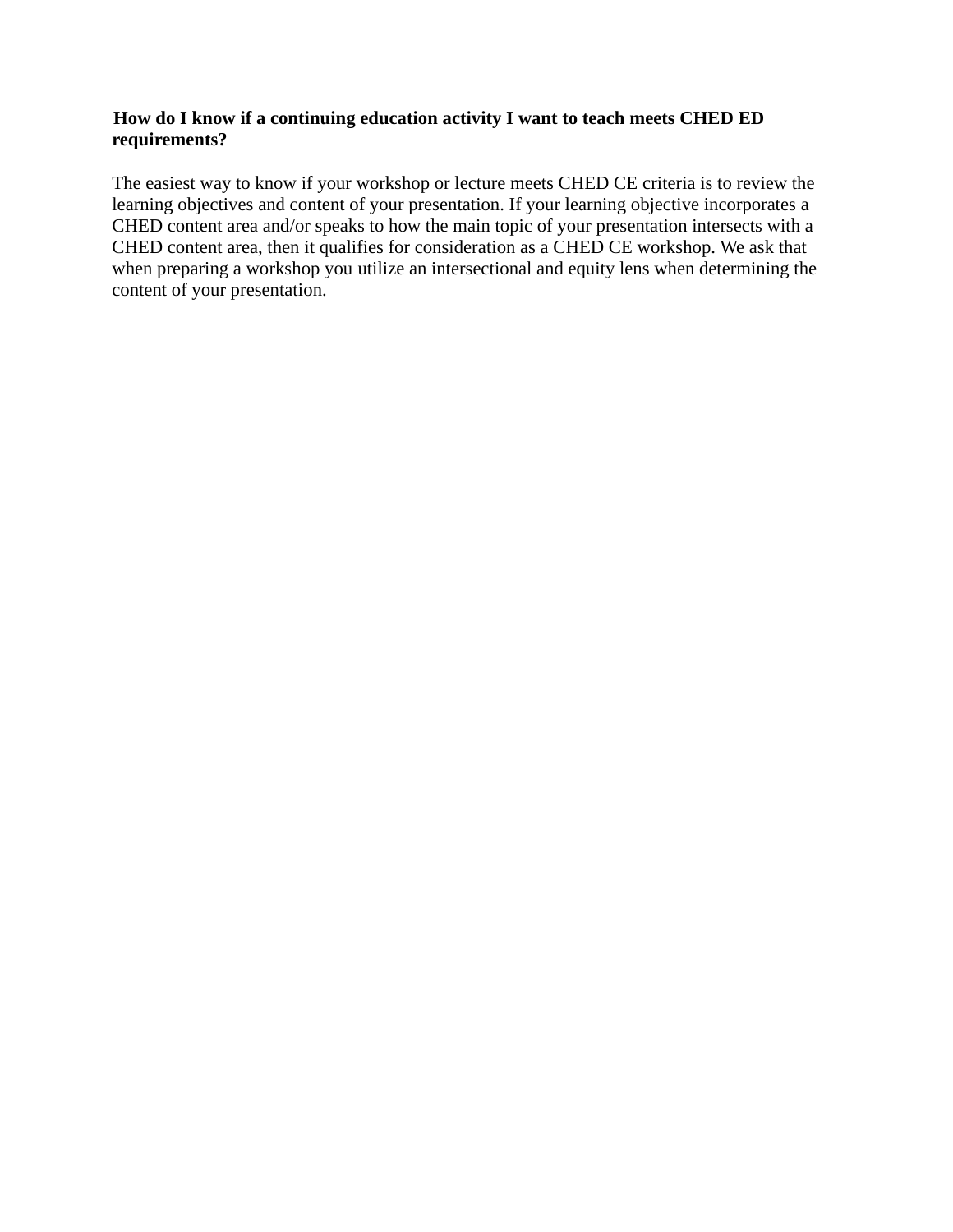**How do I know if a continuing education activity I want to teach meets CHED ED requirements?**

The easiest way to know if your workshop or lecture meets CHED CE criteria is to review the learning objectives and content of your presentation. If your learning objective incorporates a CHED content area and/or speaks to how the main topic of your presentation intersects with a CHED content area, then it qualifies for consideration as a CHED CE workshop. We ask that when preparing a workshop you utilize an intersectional and equity lens when determining the content of your presentation.